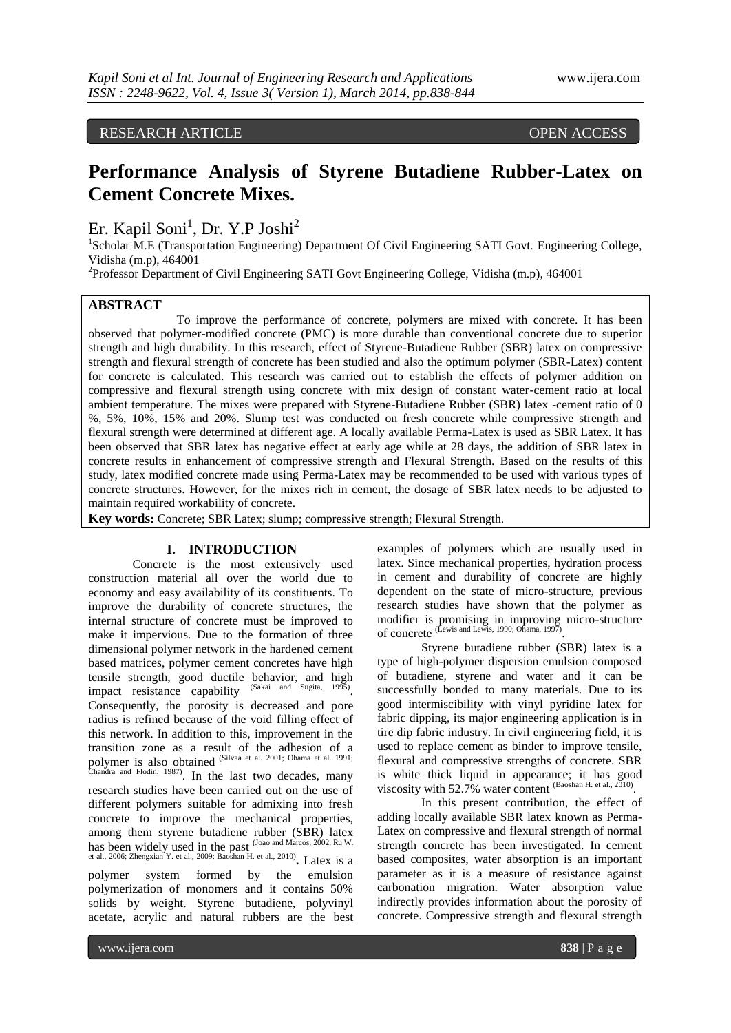RESEARCH ARTICLE OPEN ACCESS

# Performance Analysis of Styrene Butadiene Rubber-Latex on Cement Concrete Mixes.

Er. Kapil Soni[1], Dr. Y.P Joshi[2]

[1]Scholar M.E (Transportation Engineering) Department Of Civil Engineering SATI Govt. Engineering College, Vidisha (m.p), 464001

[2]Professor Department of Civil Engineering SATI Govt Engineering College, Vidisha (m.p), 464001

## ABSTRACT

To improve the performance of concrete, polymers are mixed with concrete. It has been observed that polymer-modified concrete (PMC) is more durable than conventional concrete due to superior strength and high durability. In this research, effect of Styrene-Butadiene Rubber (SBR) latex on compressive strength and flexural strength of concrete has been studied and also the optimum polymer (SBR-Latex) content for concrete is calculated. This research was carried out to establish the effects of polymer addition on compressive and flexural strength using concrete with mix design of constant water-cement ratio at local ambient temperature. The mixes were prepared with Styrene-Butadiene Rubber (SBR) latex -cement ratio of 0 %, 5%, 10%, 15% and 20%. Slump test was conducted on fresh concrete while compressive strength and flexural strength were determined at different age. A locally available Perma-Latex is used as SBR Latex. It has been observed that SBR latex has negative effect at early age while at 28 days, the addition of SBR latex in concrete results in enhancement of compressive strength and Flexural Strength. Based on the results of this study, latex modified concrete made using Perma-Latex may be recommended to be used with various types of concrete structures. However, for the mixes rich in cement, the dosage of SBR latex needs to be adjusted to maintain required workability of concrete.

**Key words:** Concrete; SBR Latex; slump; compressive strength; Flexural Strength.

## I. INTRODUCTION

Concrete is the most extensively used construction material all over the world due to economy and easy availability of its constituents. To improve the durability of concrete structures, the internal structure of concrete must be improved to make it impervious. Due to the formation of three dimensional polymer network in the hardened cement based matrices, polymer cement concretes have high tensile strength, good ductile behavior, and high impact resistance capability (Sakai and Sugita, 1995). Consequently, the porosity is decreased and pore radius is refined because of the void filling effect of this network. In addition to this, improvement in the transition zone as a result of the adhesion of a polymer is also obtained (Silvaa et al. 2001; Ohama et al. 1991; Chandra and Flodin, 1987). In the last two decades, many research studies have been carried out on the use of different polymers suitable for admixing into fresh concrete to improve the mechanical properties, among them styrene butadiene rubber (SBR) latex has been widely used in the past (Joao and Marcos, 2002; Ru W. et al., 2006; Zhengxian Y. et al., 2009; Baoshan H. et al., 2010). Latex is a polymer system formed by the emulsion polymerization of monomers and it contains 50% solids by weight. Styrene butadiene, polyvinyl acetate, acrylic and natural rubbers are the best examples of polymers which are usually used in latex. Since mechanical properties, hydration process in cement and durability of concrete are highly dependent on the state of micro-structure, previous research studies have shown that the polymer as modifier is promising in improving micro-structure of concrete (Lewis and Lewis, 1990; Ohama, 1997).

Styrene butadiene rubber (SBR) latex is a type of high-polymer dispersion emulsion composed of butadiene, styrene and water and it can be successfully bonded to many materials. Due to its good intermiscibility with vinyl pyridine latex for fabric dipping, its major engineering application is in tire dip fabric industry. In civil engineering field, it is used to replace cement as binder to improve tensile, flexural and compressive strengths of concrete. SBR is white thick liquid in appearance; it has good viscosity with 52.7% water content (Baoshan H. et al., 2010).

In this present contribution, the effect of adding locally available SBR latex known as Perma-Latex on compressive and flexural strength of normal strength concrete has been investigated. In cement based composites, water absorption is an important parameter as it is a measure of resistance against carbonation migration. Water absorption value indirectly provides information about the porosity of concrete. Compressive strength and flexural strength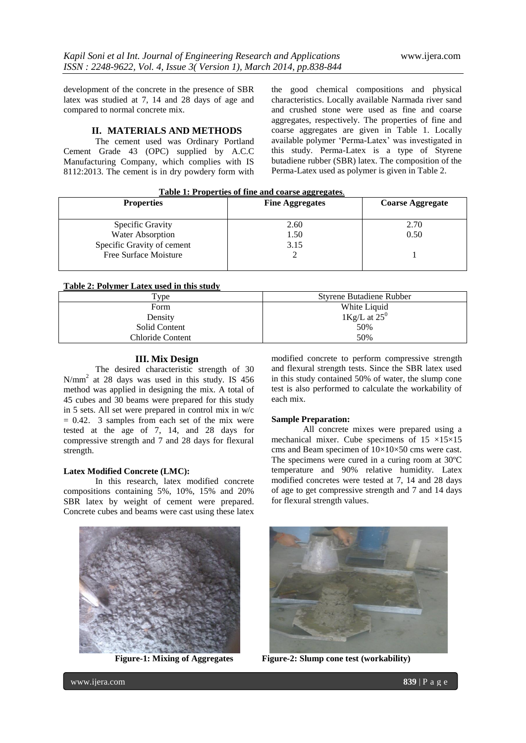development of the concrete in the presence of SBR latex was studied at 7, 14 and 28 days of age and compared to normal concrete mix.

## II. MATERIALS AND METHODS

The cement used was Ordinary Portland Cement Grade 43 (OPC) supplied by A.C.C Manufacturing Company, which complies with IS 8112:2013. The cement is in dry powdery form with the good chemical compositions and physical characteristics. Locally available Narmada river sand and crushed stone were used as fine and coarse aggregates, respectively. The properties of fine and coarse aggregates are given in Table 1. Locally available polymer 'Perma-Latex' was investigated in this study. Perma-Latex is a type of Styrene butadiene rubber (SBR) latex. The composition of the Perma-Latex used as polymer is given in Table 2.

**Table 1: Properties of fine and coarse aggregates.**

| Properties | Fine Aggregates | Coarse Aggregate |
|---|---|---|
| Specific Gravity | 2.60 | 2.70 |
| Water Absorption | 1.50 | 0.50 |
| Specific Gravity of cement | 3.15 | |
| Free Surface Moisture | 2 | 1 |

**Table 2: Polymer Latex used in this study**

| Type | Styrene Butadiene Rubber |
|---|---|
| Form | White Liquid |
| Density | 1Kg/L at $25^0$ |
| Solid Content | 50% |
| Chloride Content | 50% |

## III. Mix Design

The desired characteristic strength of 30 $N/mm^2$ at 28 days was used in this study. IS 456 method was applied in designing the mix. A total of 45 cubes and 30 beams were prepared for this study in 5 sets. All set were prepared in control mix in w/c = 0.42. 3 samples from each set of the mix were tested at the age of 7, 14, and 28 days for compressive strength and 7 and 28 days for flexural strength.

**Latex Modified Concrete (LMC):**

In this research, latex modified concrete compositions containing 5%, 10%, 15% and 20% SBR latex by weight of cement were prepared. Concrete cubes and beams were cast using these latex modified concrete to perform compressive strength and flexural strength tests. Since the SBR latex used in this study contained 50% of water, the slump cone test is also performed to calculate the workability of each mix.

**Sample Preparation:**

All concrete mixes were prepared using a mechanical mixer. Cube specimens of 15 ×15×15 cms and Beam specimen of 10×10×50 cms were cast. The specimens were cured in a curing room at 30ºC temperature and 90% relative humidity. Latex modified concretes were tested at 7, 14 and 28 days of age to get compressive strength and 7 and 14 days for flexural strength values.

**Figure-1: Mixing of Aggregates**

**Figure-2: Slump cone test (workability)**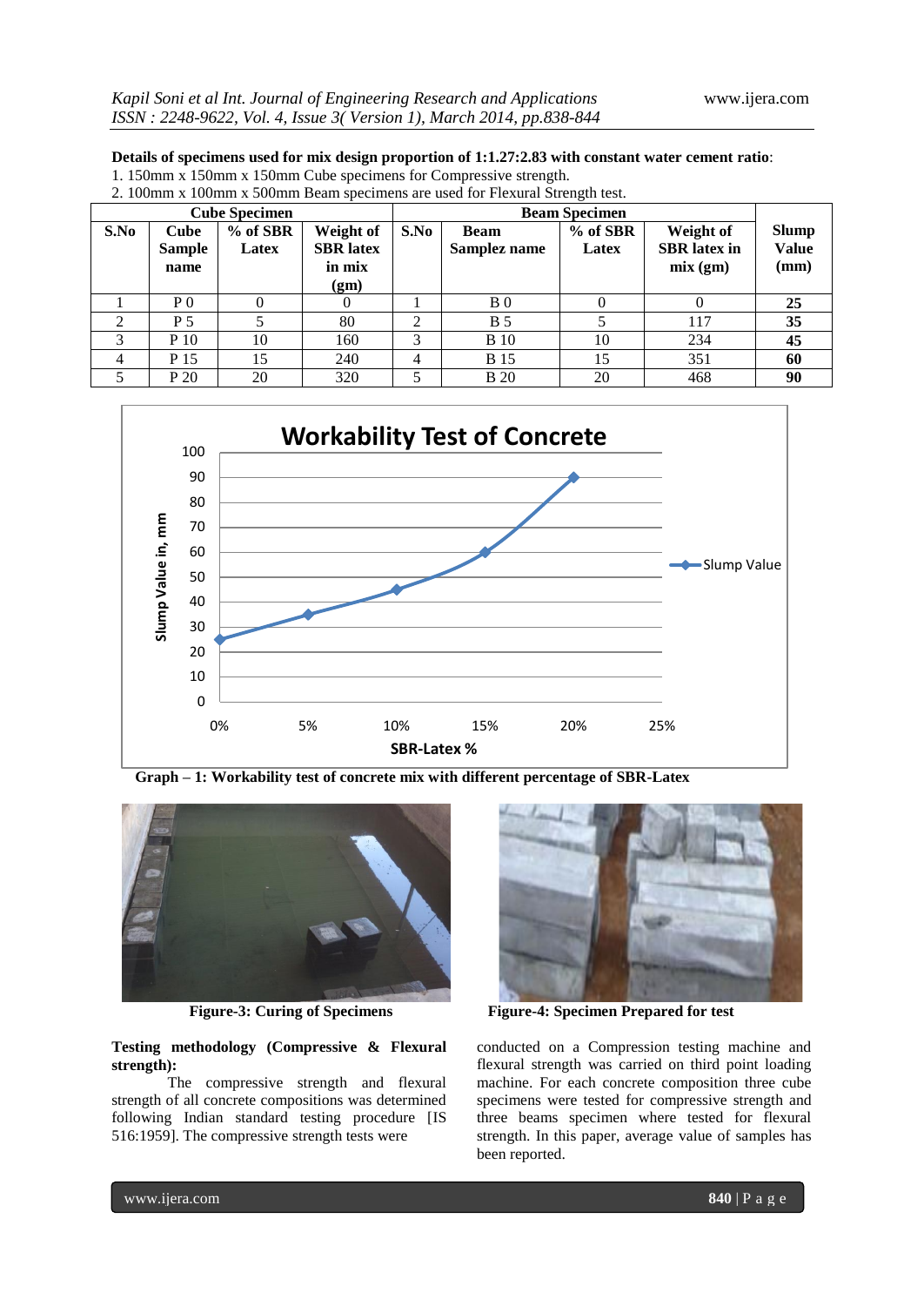**Details of specimens used for mix design proportion of 1:1.27:2.83 with constant water cement ratio**:

1. 150mm x 150mm x 150mm Cube specimens for Compressive strength.
2. 100mm x 100mm x 500mm Beam specimens are used for Flexural Strength test.

| Cube Specimen | | | | Beam Specimen | | | | |
|---|---|---|---|---|---|---|---|---|
| **S.No** | **Cube Sample name** | **% of SBR Latex** | **Weight of SBR latex in mix (gm)** | **S.No** | **Beam Samplez name** | **% of SBR Latex** | **Weight of SBR latex in mix (gm)** | **Slump Value (mm)** |
| 1 | P 0 | 0 | 0 | 1 | B 0 | 0 | 0 | **25** |
| 2 | P 5 | 5 | 80 | 2 | B 5 | 5 | 117 | **35** |
| 3 | P 10 | 10 | 160 | 3 | B 10 | 10 | 234 | **45** |
| 4 | P 15 | 15 | 240 | 4 | B 15 | 15 | 351 | **60** |
| 5 | P 20 | 20 | 320 | 5 | B 20 | 20 | 468 | **90** |

**Graph – 1: Workability test of concrete mix with different percentage of SBR-Latex**

**Figure-3: Curing of Specimens**

**Figure-4: Specimen Prepared for test**

**Testing methodology (Compressive & Flexural strength):**

The compressive strength and flexural strength of all concrete compositions was determined following Indian standard testing procedure [IS 516:1959]. The compressive strength tests were conducted on a Compression testing machine and flexural strength was carried on third point loading machine. For each concrete composition three cube specimens were tested for compressive strength and three beams specimen where tested for flexural strength. In this paper, average value of samples has been reported.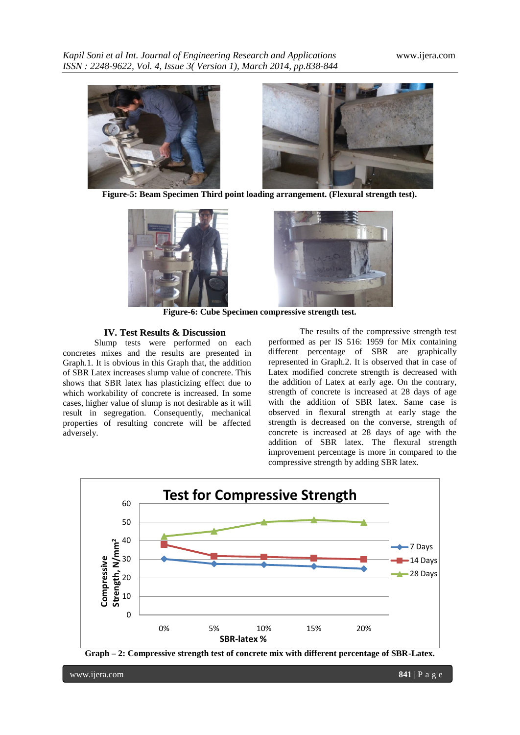Figure-5: Beam Specimen Third point loading arrangement. (Flexural strength test).

Figure-6: Cube Specimen compressive strength test.

## IV. Test Results & Discussion

Slump tests were performed on each concretes mixes and the results are presented in Graph.1. It is obvious in this Graph that, the addition of SBR Latex increases slump value of concrete. This shows that SBR latex has plasticizing effect due to which workability of concrete is increased. In some cases, higher value of slump is not desirable as it will result in segregation. Consequently, mechanical properties of resulting concrete will be affected adversely.

The results of the compressive strength test performed as per IS 516: 1959 for Mix containing different percentage of SBR are graphically represented in Graph.2. It is observed that in case of Latex modified concrete strength is decreased with the addition of Latex at early age. On the contrary, strength of concrete is increased at 28 days of age with the addition of SBR latex. Same case is observed in flexural strength at early stage the strength is decreased on the converse, strength of concrete is increased at 28 days of age with the addition of SBR latex. The flexural strength improvement percentage is more in compared to the compressive strength by adding SBR latex.

Graph – 2: Compressive strength test of concrete mix with different percentage of SBR-Latex.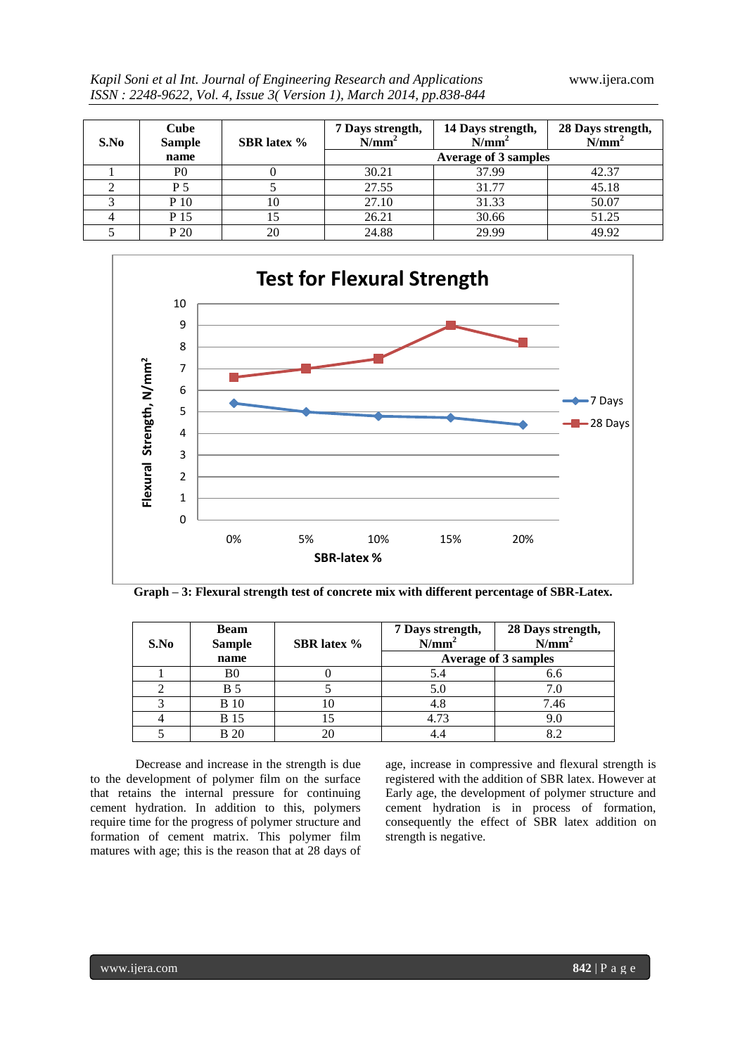| S.No | Cube Sample name | SBR latex % | 7 Days strength, $N/mm^2$ | 14 Days strength, $N/mm^2$ | 28 Days strength, $N/mm^2$ |
|---|---|---|---|---|---|
| | | | Average of 3 samples | | |
| 1 | P0 | 0 | 30.21 | 37.99 | 42.37 |
| 2 | P 5 | 5 | 27.55 | 31.77 | 45.18 |
| 3 | P 10 | 10 | 27.10 | 31.33 | 50.07 |
| 4 | P 15 | 15 | 26.21 | 30.66 | 51.25 |
| 5 | P 20 | 20 | 24.88 | 29.99 | 49.92 |

**Graph – 3: Flexural strength test of concrete mix with different percentage of SBR-Latex.**

| S.No | Beam Sample name | SBR latex % | 7 Days strength, $N/mm^2$ | 28 Days strength, $N/mm^2$ |
|---|---|---|---|---|
| | | | Average of 3 samples | |
| 1 | B0 | 0 | 5.4 | 6.6 |
| 2 | B 5 | 5 | 5.0 | 7.0 |
| 3 | B 10 | 10 | 4.8 | 7.46 |
| 4 | B 15 | 15 | 4.73 | 9.0 |
| 5 | B 20 | 20 | 4.4 | 8.2 |

Decrease and increase in the strength is due to the development of polymer film on the surface that retains the internal pressure for continuing cement hydration. In addition to this, polymers require time for the progress of polymer structure and formation of cement matrix. This polymer film matures with age; this is the reason that at 28 days of age, increase in compressive and flexural strength is registered with the addition of SBR latex. However at Early age, the development of polymer structure and cement hydration is in process of formation, consequently the effect of SBR latex addition on strength is negative.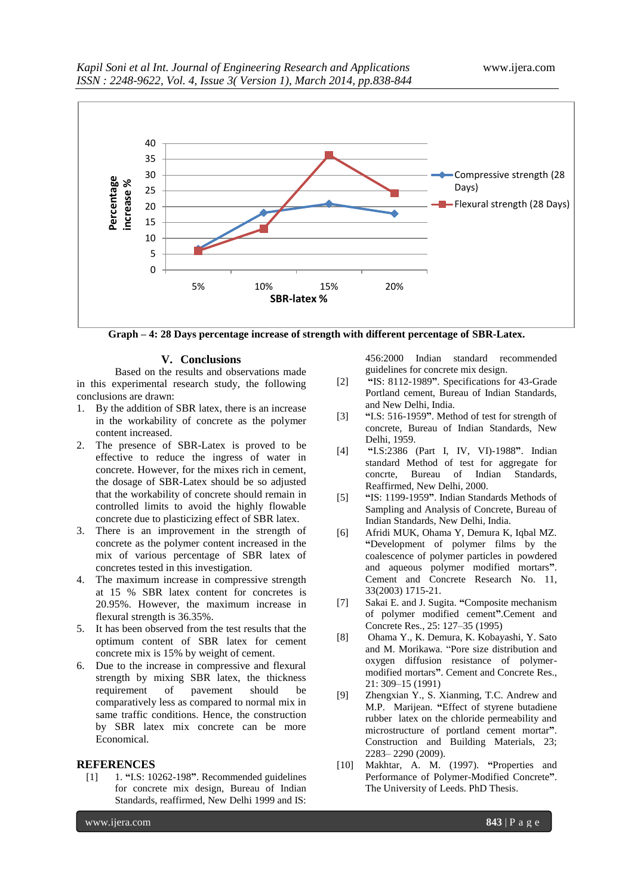Graph – 4: 28 Days percentage increase of strength with different percentage of SBR-Latex.

## V. Conclusions

Based on the results and observations made in this experimental research study, the following conclusions are drawn:

1. By the addition of SBR latex, there is an increase in the workability of concrete as the polymer content increased.
2. The presence of SBR-Latex is proved to be effective to reduce the ingress of water in concrete. However, for the mixes rich in cement, the dosage of SBR-Latex should be so adjusted that the workability of concrete should remain in controlled limits to avoid the highly flowable concrete due to plasticizing effect of SBR latex.
3. There is an improvement in the strength of concrete as the polymer content increased in the mix of various percentage of SBR latex of concretes tested in this investigation.
4. The maximum increase in compressive strength at 15 % SBR latex content for concretes is 20.95%. However, the maximum increase in flexural strength is 36.35%.
5. It has been observed from the test results that the optimum content of SBR latex for cement concrete mix is 15% by weight of cement.
6. Due to the increase in compressive and flexural strength by mixing SBR latex, the thickness requirement of pavement should be comparatively less as compared to normal mix in same traffic conditions. Hence, the construction by SBR latex mix concrete can be more Economical.

## REFERENCES

[1] 1. **"**I.S: 10262-198**"**. Recommended guidelines for concrete mix design, Bureau of Indian Standards, reaffirmed, New Delhi 1999 and IS: 456:2000 Indian standard recommended guidelines for concrete mix design.

[2] **"**IS: 8112-1989**"**. Specifications for 43-Grade Portland cement, Bureau of Indian Standards, and New Delhi, India.

[3] **"**I.S: 516-1959**"**. Method of test for strength of concrete, Bureau of Indian Standards, New Delhi, 1959.

[4] **"**I.S:2386 (Part I, IV, VI)-1988**"**. Indian standard Method of test for aggregate for concrte, Bureau of Indian Standards, Reaffirmed, New Delhi, 2000.

[5] **"**IS: 1199-1959**"**. Indian Standards Methods of Sampling and Analysis of Concrete, Bureau of Indian Standards, New Delhi, India.

[6] Afridi MUK, Ohama Y, Demura K, Iqbal MZ. **"**Development of polymer films by the coalescence of polymer particles in powdered and aqueous polymer modified mortars**"**. Cement and Concrete Research No. 11, 33(2003) 1715-21.

[7] Sakai E. and J. Sugita. **"**Composite mechanism of polymer modified cement**"**.Cement and Concrete Res., 25: 127–35 (1995)

[8] Ohama Y., K. Demura, K. Kobayashi, Y. Sato and M. Morikawa. "Pore size distribution and oxygen diffusion resistance of polymer-modified mortars**"**. Cement and Concrete Res., 21: 309–15 (1991)

[9] Zhengxian Y., S. Xianming, T.C. Andrew and M.P. Marijean. **"**Effect of styrene butadiene rubber latex on the chloride permeability and microstructure of portland cement mortar**"**. Construction and Building Materials, 23; 2283– 2290 (2009).

[10] Makhtar, A. M. (1997). **"**Properties and Performance of Polymer-Modified Concrete**"**. The University of Leeds. PhD Thesis.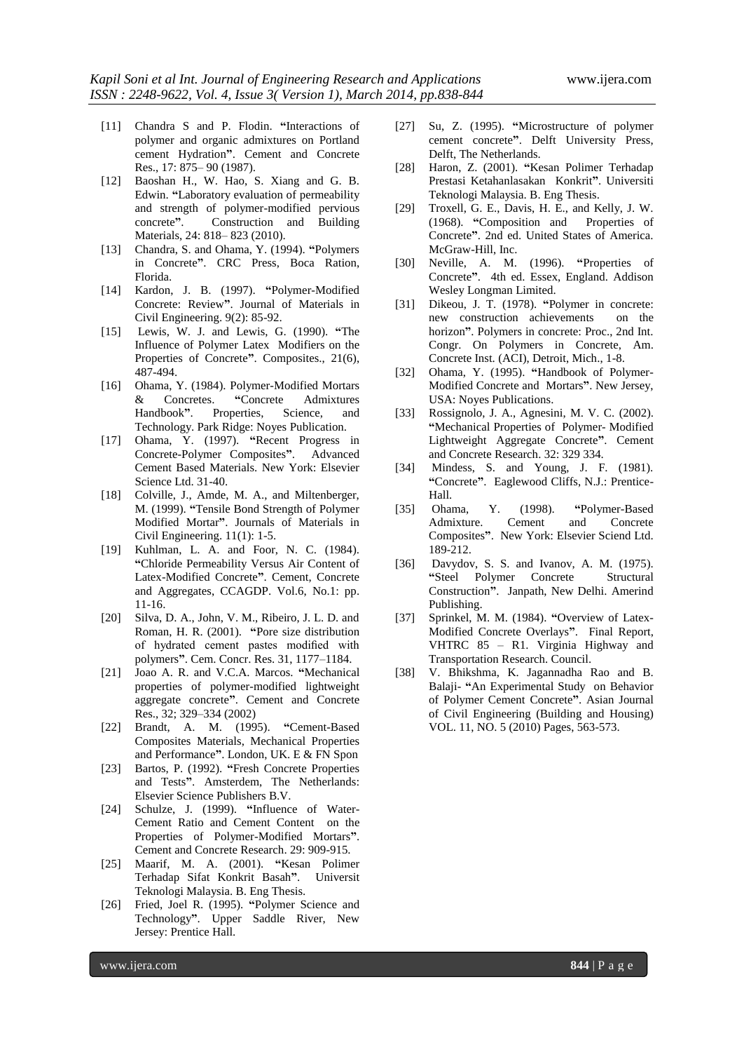[11] Chandra S and P. Flodin. **"**Interactions of polymer and organic admixtures on Portland cement Hydration**"**. Cement and Concrete Res., 17: 875– 90 (1987).

[12] Baoshan H., W. Hao, S. Xiang and G. B. Edwin. **"**Laboratory evaluation of permeability and strength of polymer-modified pervious concrete**"**. Construction and Building Materials, 24: 818– 823 (2010).

[13] Chandra, S. and Ohama, Y. (1994). **"**Polymers in Concrete**"**. CRC Press, Boca Ration, Florida.

[14] Kardon, J. B. (1997). **"**Polymer-Modified Concrete: Review**"**. Journal of Materials in Civil Engineering. 9(2): 85-92.

[15] Lewis, W. J. and Lewis, G. (1990). **"**The Influence of Polymer Latex Modifiers on the Properties of Concrete**"**. Composites., 21(6), 487-494.

[16] Ohama, Y. (1984). Polymer-Modified Mortars & Concretes. **"**Concrete Admixtures Handbook**"**. Properties, Science, and Technology. Park Ridge: Noyes Publication.

[17] Ohama, Y. (1997). **"**Recent Progress in Concrete-Polymer Composites**"**. Advanced Cement Based Materials. New York: Elsevier Science Ltd. 31-40.

[18] Colville, J., Amde, M. A., and Miltenberger, M. (1999). **"**Tensile Bond Strength of Polymer Modified Mortar**"**. Journals of Materials in Civil Engineering. 11(1): 1-5.

[19] Kuhlman, L. A. and Foor, N. C. (1984). **"**Chloride Permeability Versus Air Content of Latex-Modified Concrete**"**. Cement, Concrete and Aggregates, CCAGDP. Vol.6, No.1: pp. 11-16.

[20] Silva, D. A., John, V. M., Ribeiro, J. L. D. and Roman, H. R. (2001). **"**Pore size distribution of hydrated cement pastes modified with polymers**"**. Cem. Concr. Res. 31, 1177–1184.

[21] Joao A. R. and V.C.A. Marcos. **"**Mechanical properties of polymer-modified lightweight aggregate concrete**"**. Cement and Concrete Res., 32; 329–334 (2002)

[22] Brandt, A. M. (1995). **"**Cement-Based Composites Materials, Mechanical Properties and Performance**"**. London, UK. E & FN Spon

[23] Bartos, P. (1992). **"**Fresh Concrete Properties and Tests**"**. Amsterdem, The Netherlands: Elsevier Science Publishers B.V.

[24] Schulze, J. (1999). **"**Influence of Water-Cement Ratio and Cement Content on the Properties of Polymer-Modified Mortars**"**. Cement and Concrete Research. 29: 909-915.

[25] Maarif, M. A. (2001). **"**Kesan Polimer Terhadap Sifat Konkrit Basah**"**. Universit Teknologi Malaysia. B. Eng Thesis.

[26] Fried, Joel R. (1995). **"**Polymer Science and Technology**"**. Upper Saddle River, New Jersey: Prentice Hall.

[27] Su, Z. (1995). **"**Microstructure of polymer cement concrete**"**. Delft University Press, Delft, The Netherlands.

[28] Haron, Z. (2001). **"**Kesan Polimer Terhadap Prestasi Ketahanlasakan Konkrit**"**. Universiti Teknologi Malaysia. B. Eng Thesis.

[29] Troxell, G. E., Davis, H. E., and Kelly, J. W. (1968). **"**Composition and Properties of Concrete**"**. 2nd ed. United States of America. McGraw-Hill, Inc.

[30] Neville, A. M. (1996). **"**Properties of Concrete**"**. 4th ed. Essex, England. Addison Wesley Longman Limited.

[31] Dikeou, J. T. (1978). **"**Polymer in concrete: new construction achievements on the horizon**"**. Polymers in concrete: Proc., 2nd Int. Congr. On Polymers in Concrete, Am. Concrete Inst. (ACI), Detroit, Mich., 1-8.

[32] Ohama, Y. (1995). **"**Handbook of Polymer-Modified Concrete and Mortars**"**. New Jersey, USA: Noyes Publications.

[33] Rossignolo, J. A., Agnesini, M. V. C. (2002). **"**Mechanical Properties of Polymer- Modified Lightweight Aggregate Concrete**"**. Cement and Concrete Research. 32: 329 334.

[34] Mindess, S. and Young, J. F. (1981). **"**Concrete**"**. Eaglewood Cliffs, N.J.: Prentice-Hall.

[35] Ohama, Y. (1998). **"**Polymer-Based Admixture. Cement and Concrete Composites**"**. New York: Elsevier Sciend Ltd. 189-212.

[36] Davydov, S. S. and Ivanov, A. M. (1975). **"**Steel Polymer Concrete Structural Construction**"**. Janpath, New Delhi. Amerind Publishing.

[37] Sprinkel, M. M. (1984). **"**Overview of Latex-Modified Concrete Overlays**"**. Final Report, VHTRC 85 – R1. Virginia Highway and Transportation Research. Council.

[38] V. Bhikshma, K. Jagannadha Rao and B. Balaji- **"**An Experimental Study on Behavior of Polymer Cement Concrete**"**. Asian Journal of Civil Engineering (Building and Housing) VOL. 11, NO. 5 (2010) Pages, 563-573.